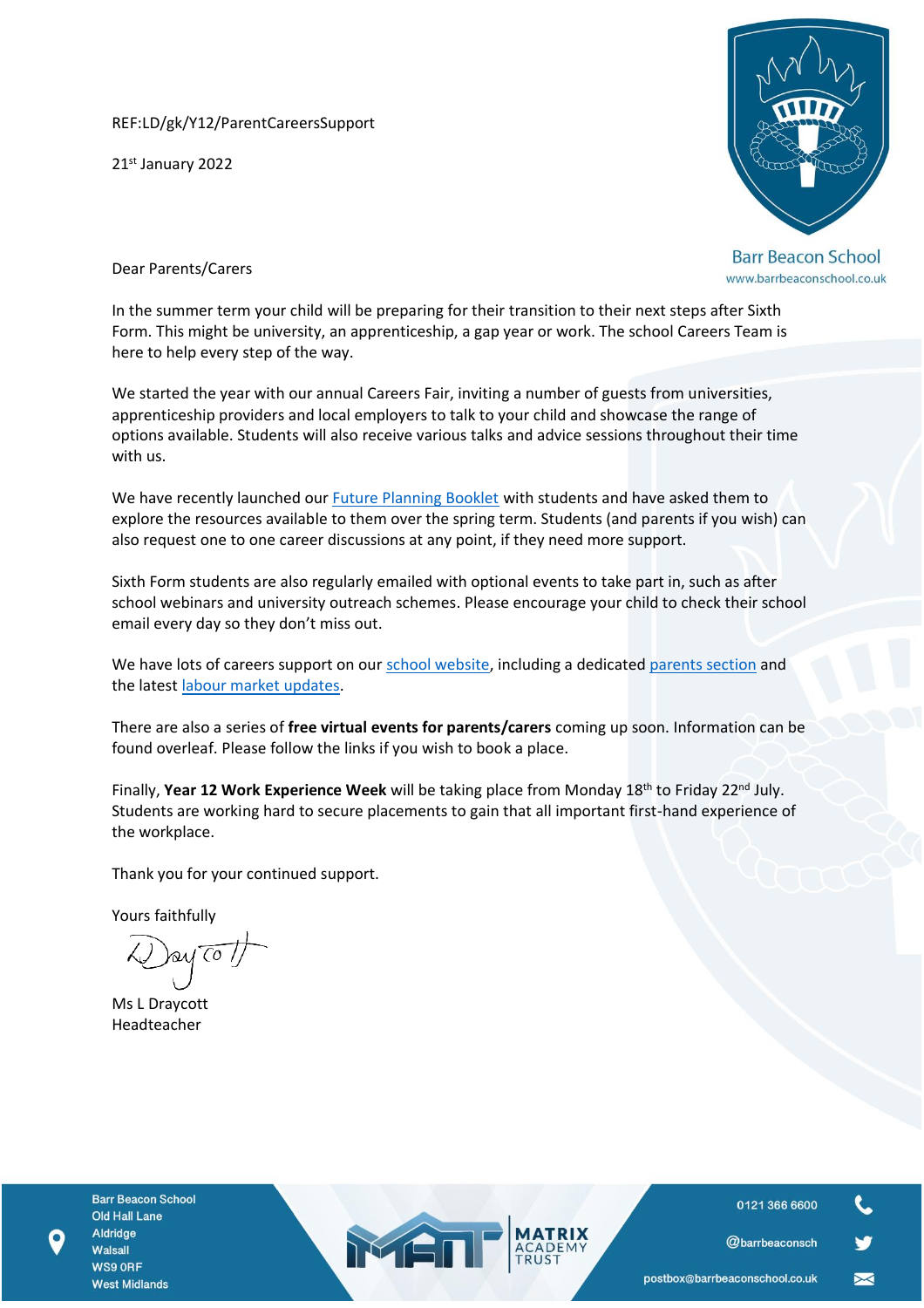REF:LD/gk/Y12/ParentCareersSupport

21st January 2022

Barr Beacon School
www.barrbeaconschool.co.uk

Dear Parents/Carers

In the summer term your child will be preparing for their transition to their next steps after Sixth Form. This might be university, an apprenticeship, a gap year or work. The school Careers Team is here to help every step of the way.

We started the year with our annual Careers Fair, inviting a number of guests from universities, apprenticeship providers and local employers to talk to your child and showcase the range of options available. Students will also receive various talks and advice sessions throughout their time with us.

We have recently launched our Future Planning Booklet with students and have asked them to explore the resources available to them over the spring term. Students (and parents if you wish) can also request one to one career discussions at any point, if they need more support.

Sixth Form students are also regularly emailed with optional events to take part in, such as after school webinars and university outreach schemes. Please encourage your child to check their school email every day so they don't miss out.

We have lots of careers support on our school website, including a dedicated parents section and the latest labour market updates.

There are also a series of **free virtual events for parents/carers** coming up soon. Information can be found overleaf. Please follow the links if you wish to book a place.

Finally, **Year 12 Work Experience Week** will be taking place from Monday 18th to Friday 22nd July. Students are working hard to secure placements to gain that all important first-hand experience of the workplace.

Thank you for your continued support.

Yours faithfully

Ms L Draycott
Headteacher

Barr Beacon School
Old Hall Lane
Aldridge
Walsall
WS9 0RF
West Midlands

MATRIX ACADEMY TRUST

0121 366 6600
@barrbeaconsch
postbox@barrbeaconschool.co.uk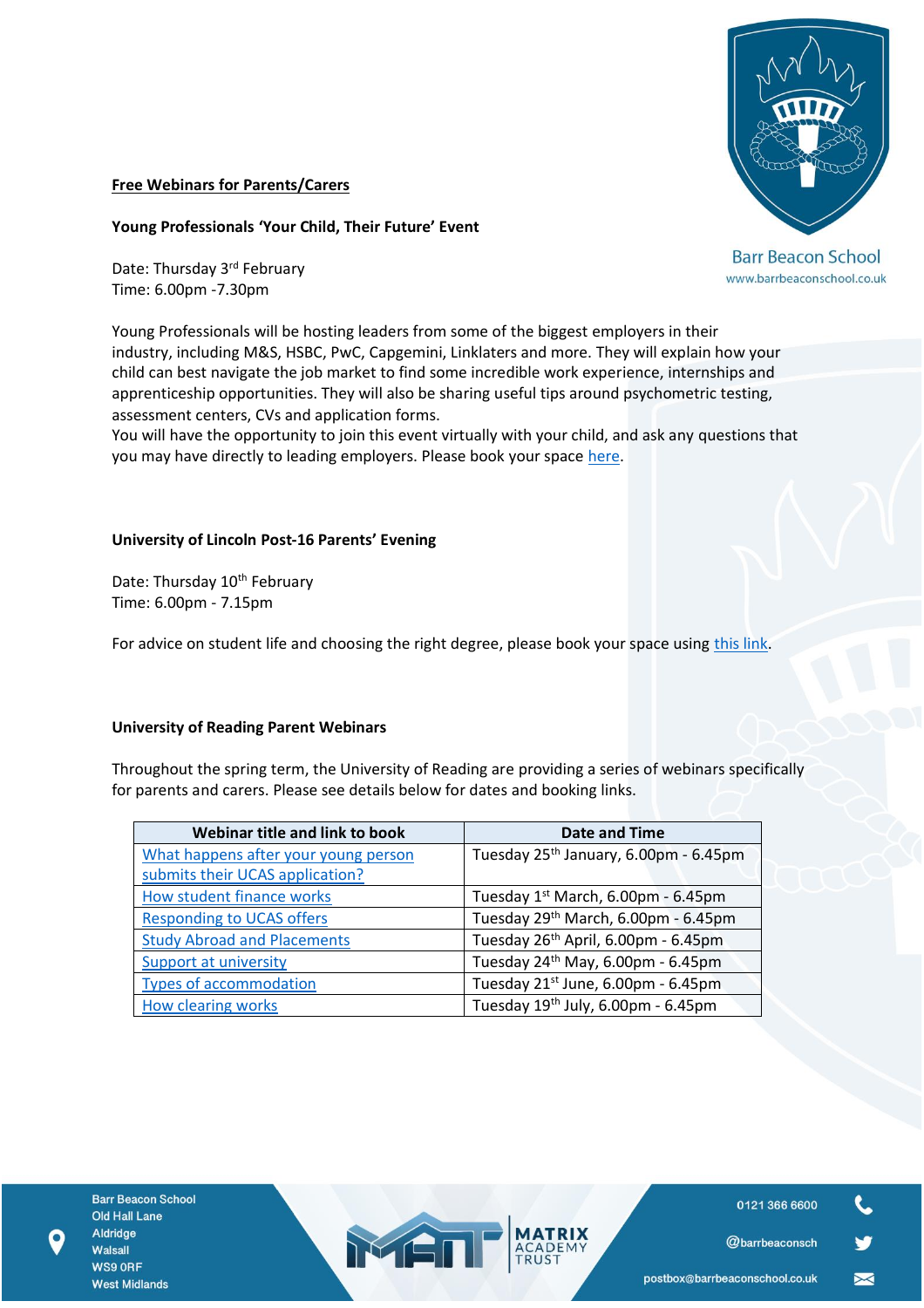**Free Webinars for Parents/Carers**

**Young Professionals 'Your Child, Their Future' Event**

Date: Thursday 3rd February
Time: 6.00pm -7.30pm

Young Professionals will be hosting leaders from some of the biggest employers in their industry, including M&S, HSBC, PwC, Capgemini, Linklaters and more. They will explain how your child can best navigate the job market to find some incredible work experience, internships and apprenticeship opportunities. They will also be sharing useful tips around psychometric testing, assessment centers, CVs and application forms.
You will have the opportunity to join this event virtually with your child, and ask any questions that you may have directly to leading employers. Please book your space here.

**University of Lincoln Post-16 Parents' Evening**

Date: Thursday 10th February
Time: 6.00pm - 7.15pm

For advice on student life and choosing the right degree, please book your space using this link.

**University of Reading Parent Webinars**

Throughout the spring term, the University of Reading are providing a series of webinars specifically for parents and carers. Please see details below for dates and booking links.

| Webinar title and link to book | Date and Time |
|---|---|
| What happens after your young person submits their UCAS application? | Tuesday 25th January, 6.00pm - 6.45pm |
| How student finance works | Tuesday 1st March, 6.00pm - 6.45pm |
| Responding to UCAS offers | Tuesday 29th March, 6.00pm - 6.45pm |
| Study Abroad and Placements | Tuesday 26th April, 6.00pm - 6.45pm |
| Support at university | Tuesday 24th May, 6.00pm - 6.45pm |
| Types of accommodation | Tuesday 21st June, 6.00pm - 6.45pm |
| How clearing works | Tuesday 19th July, 6.00pm - 6.45pm |